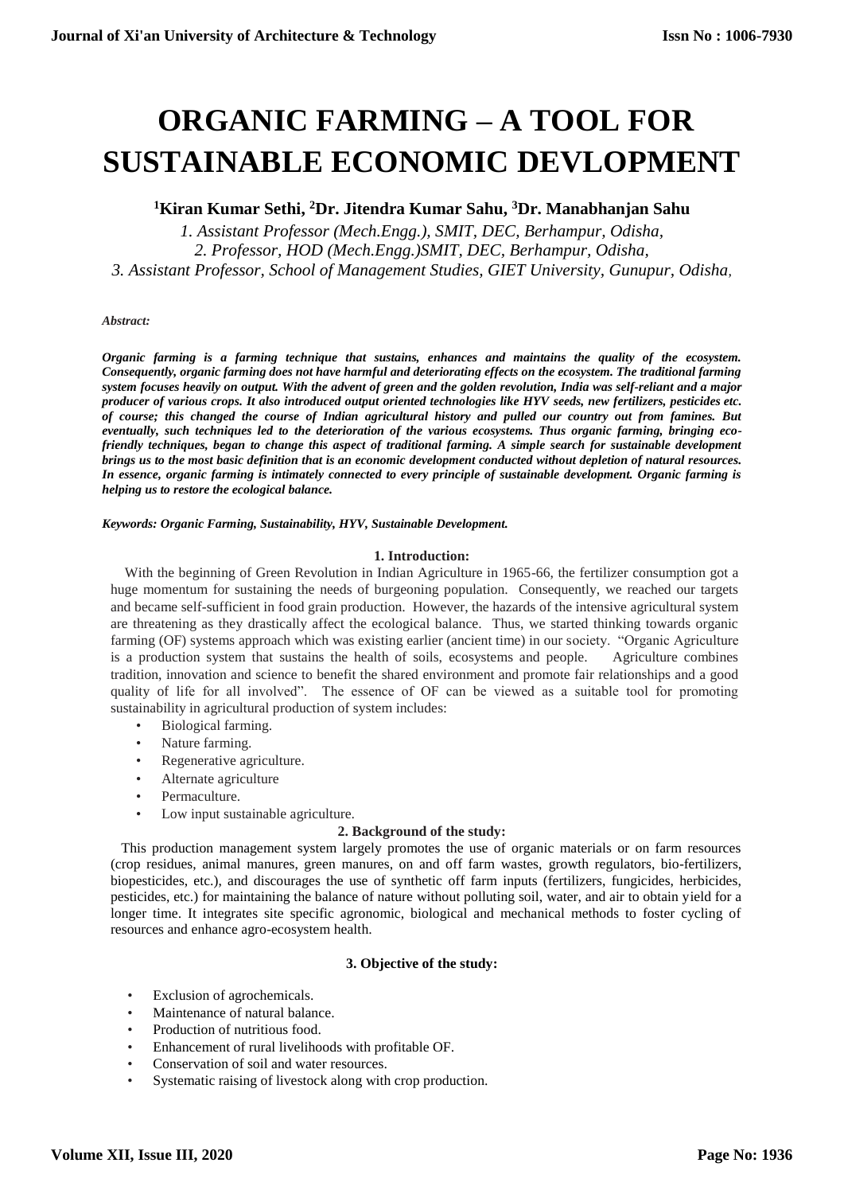# ORGANIC FARMING – A TOOL FOR SUSTAINABLE ECONOMIC DEVLOPMENT

**[1]Kiran Kumar Sethi, [2]Dr. Jitendra Kumar Sahu, [3]Dr. Manabhanjan Sahu**

*1. Assistant Professor (Mech.Engg.), SMIT, DEC, Berhampur, Odisha,*
*2. Professor, HOD (Mech.Engg.)SMIT, DEC, Berhampur, Odisha,*
*3. Assistant Professor, School of Management Studies, GIET University, Gunupur, Odisha,*

***Abstract:***

***Organic farming is a farming technique that sustains, enhances and maintains the quality of the ecosystem. Consequently, organic farming does not have harmful and deteriorating effects on the ecosystem. The traditional farming system focuses heavily on output. With the advent of green and the golden revolution, India was self-reliant and a major producer of various crops. It also introduced output oriented technologies like HYV seeds, new fertilizers, pesticides etc. of course; this changed the course of Indian agricultural history and pulled our country out from famines. But eventually, such techniques led to the deterioration of the various ecosystems. Thus organic farming, bringing eco-friendly techniques, began to change this aspect of traditional farming. A simple search for sustainable development brings us to the most basic definition that is an economic development conducted without depletion of natural resources. In essence, organic farming is intimately connected to every principle of sustainable development. Organic farming is helping us to restore the ecological balance.***

***Keywords: Organic Farming, Sustainability, HYV, Sustainable Development.***

## 1. Introduction:

With the beginning of Green Revolution in Indian Agriculture in 1965-66, the fertilizer consumption got a huge momentum for sustaining the needs of burgeoning population. Consequently, we reached our targets and became self-sufficient in food grain production. However, the hazards of the intensive agricultural system are threatening as they drastically affect the ecological balance. Thus, we started thinking towards organic farming (OF) systems approach which was existing earlier (ancient time) in our society. "Organic Agriculture is a production system that sustains the health of soils, ecosystems and people. Agriculture combines tradition, innovation and science to benefit the shared environment and promote fair relationships and a good quality of life for all involved". The essence of OF can be viewed as a suitable tool for promoting sustainability in agricultural production of system includes:

- Biological farming.
- Nature farming.
- Regenerative agriculture.
- Alternate agriculture
- Permaculture.
- Low input sustainable agriculture.

## 2. Background of the study:

This production management system largely promotes the use of organic materials or on farm resources (crop residues, animal manures, green manures, on and off farm wastes, growth regulators, bio-fertilizers, biopesticides, etc.), and discourages the use of synthetic off farm inputs (fertilizers, fungicides, herbicides, pesticides, etc.) for maintaining the balance of nature without polluting soil, water, and air to obtain yield for a longer time. It integrates site specific agronomic, biological and mechanical methods to foster cycling of resources and enhance agro-ecosystem health.

## 3. Objective of the study:

- Exclusion of agrochemicals.
- Maintenance of natural balance.
- Production of nutritious food.
- Enhancement of rural livelihoods with profitable OF.
- Conservation of soil and water resources.
- Systematic raising of livestock along with crop production.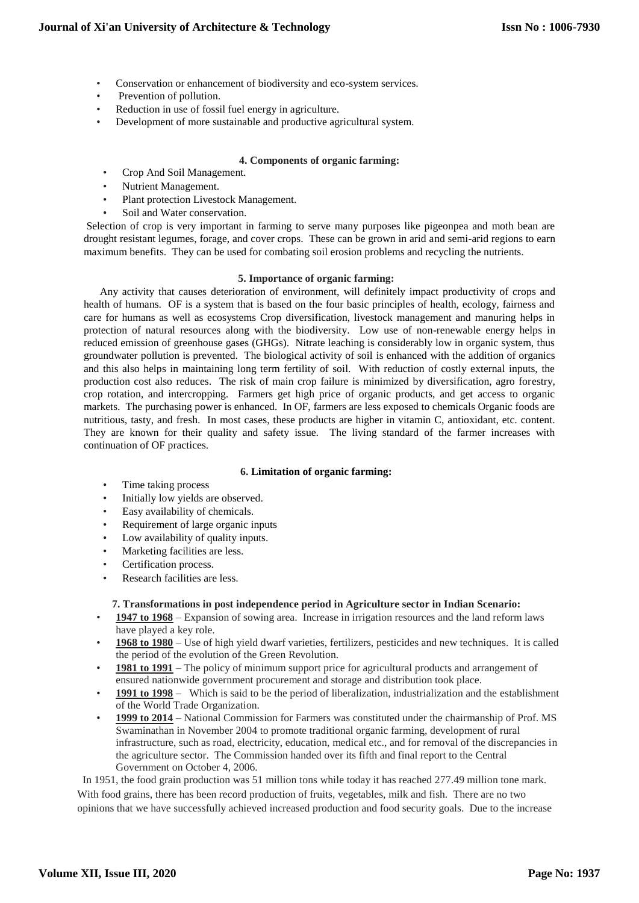- Conservation or enhancement of biodiversity and eco-system services.
- Prevention of pollution.
- Reduction in use of fossil fuel energy in agriculture.
- Development of more sustainable and productive agricultural system.

### 4. Components of organic farming:

- Crop And Soil Management.
- Nutrient Management.
- Plant protection Livestock Management.
- Soil and Water conservation.

Selection of crop is very important in farming to serve many purposes like pigeonpea and moth bean are drought resistant legumes, forage, and cover crops. These can be grown in arid and semi-arid regions to earn maximum benefits. They can be used for combating soil erosion problems and recycling the nutrients.

### 5. Importance of organic farming:

Any activity that causes deterioration of environment, will definitely impact productivity of crops and health of humans. OF is a system that is based on the four basic principles of health, ecology, fairness and care for humans as well as ecosystems Crop diversification, livestock management and manuring helps in protection of natural resources along with the biodiversity. Low use of non-renewable energy helps in reduced emission of greenhouse gases (GHGs). Nitrate leaching is considerably low in organic system, thus groundwater pollution is prevented. The biological activity of soil is enhanced with the addition of organics and this also helps in maintaining long term fertility of soil. With reduction of costly external inputs, the production cost also reduces. The risk of main crop failure is minimized by diversification, agro forestry, crop rotation, and intercropping. Farmers get high price of organic products, and get access to organic markets. The purchasing power is enhanced. In OF, farmers are less exposed to chemicals Organic foods are nutritious, tasty, and fresh. In most cases, these products are higher in vitamin C, antioxidant, etc. content. They are known for their quality and safety issue. The living standard of the farmer increases with continuation of OF practices.

### 6. Limitation of organic farming:

- Time taking process
- Initially low yields are observed.
- Easy availability of chemicals.
- Requirement of large organic inputs
- Low availability of quality inputs.
- Marketing facilities are less.
- Certification process.
- Research facilities are less.

### 7. Transformations in post independence period in Agriculture sector in Indian Scenario:

- **1947 to 1968** – Expansion of sowing area. Increase in irrigation resources and the land reform laws have played a key role.
- **1968 to 1980** – Use of high yield dwarf varieties, fertilizers, pesticides and new techniques. It is called the period of the evolution of the Green Revolution.
- **1981 to 1991** – The policy of minimum support price for agricultural products and arrangement of ensured nationwide government procurement and storage and distribution took place.
- **1991 to 1998** – Which is said to be the period of liberalization, industrialization and the establishment of the World Trade Organization.
- **1999 to 2014** – National Commission for Farmers was constituted under the chairmanship of Prof. MS Swaminathan in November 2004 to promote traditional organic farming, development of rural infrastructure, such as road, electricity, education, medical etc., and for removal of the discrepancies in the agriculture sector. The Commission handed over its fifth and final report to the Central Government on October 4, 2006.

In 1951, the food grain production was 51 million tons while today it has reached 277.49 million tone mark. With food grains, there has been record production of fruits, vegetables, milk and fish. There are no two opinions that we have successfully achieved increased production and food security goals. Due to the increase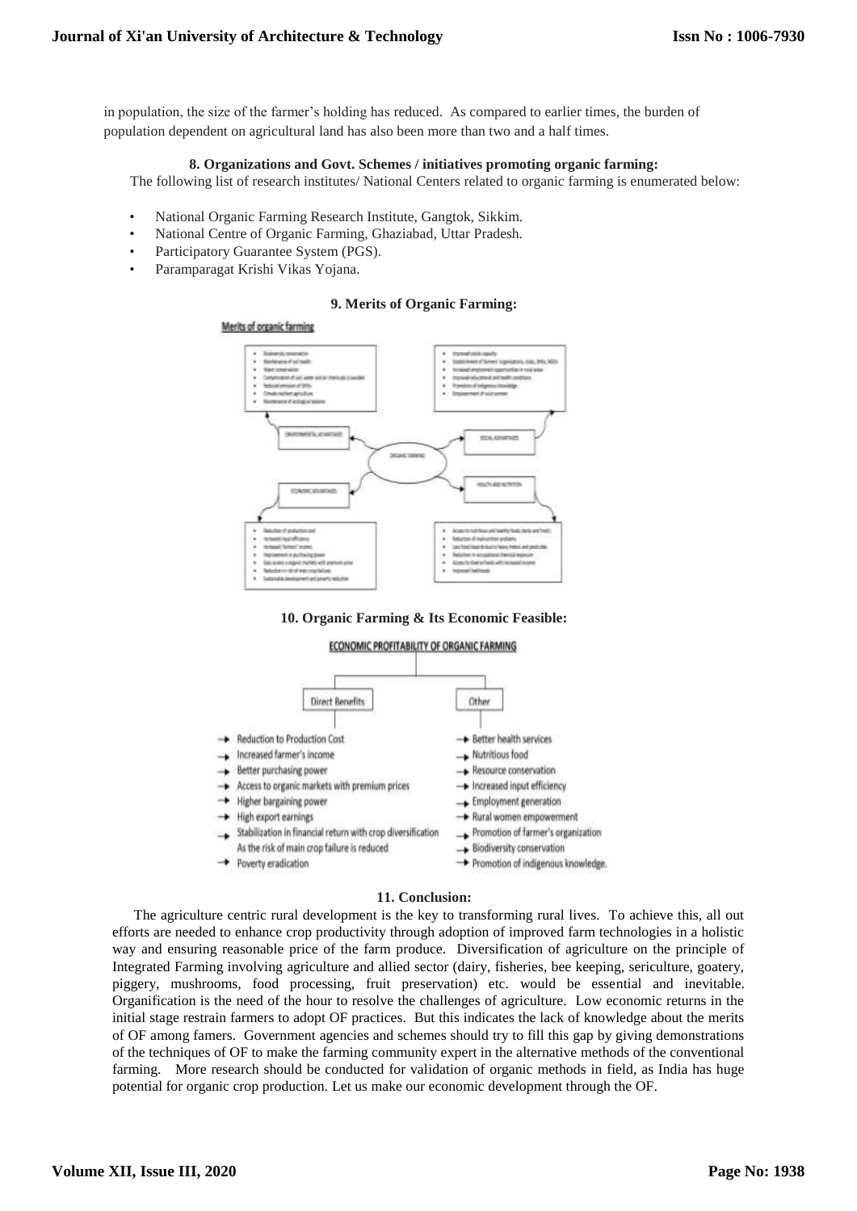in population, the size of the farmer's holding has reduced. As compared to earlier times, the burden of population dependent on agricultural land has also been more than two and a half times.

### 8. Organizations and Govt. Schemes / initiatives promoting organic farming:

The following list of research institutes/ National Centers related to organic farming is enumerated below:

- National Organic Farming Research Institute, Gangtok, Sikkim.
- National Centre of Organic Farming, Ghaziabad, Uttar Pradesh.
- Participatory Guarantee System (PGS).
- Paramparagat Krishi Vikas Yojana.

### 9. Merits of Organic Farming:

Merits of organic farming

### 10. Organic Farming & Its Economic Feasible:

ECONOMIC PROFITABILITY OF ORGANIC FARMING

| Direct Benefits | Other |
|---|---|
| Reduction to Production Cost | Better health services |
| Increased farmer's income | Nutritious food |
| Better purchasing power | Resource conservation |
| Access to organic markets with premium prices | Increased input efficiency |
| Higher bargaining power | Employment generation |
| High export earnings | Rural women empowerment |
| Stabilization in financial return with crop diversification As the risk of main crop failure is reduced | Promotion of farmer's organization |
| Poverty eradication | Biodiversity conservation |
| | Promotion of indigenous knowledge. |

### 11. Conclusion:

The agriculture centric rural development is the key to transforming rural lives. To achieve this, all out efforts are needed to enhance crop productivity through adoption of improved farm technologies in a holistic way and ensuring reasonable price of the farm produce. Diversification of agriculture on the principle of Integrated Farming involving agriculture and allied sector (dairy, fisheries, bee keeping, sericulture, goatery, piggery, mushrooms, food processing, fruit preservation) etc. would be essential and inevitable. Organification is the need of the hour to resolve the challenges of agriculture. Low economic returns in the initial stage restrain farmers to adopt OF practices. But this indicates the lack of knowledge about the merits of OF among famers. Government agencies and schemes should try to fill this gap by giving demonstrations of the techniques of OF to make the farming community expert in the alternative methods of the conventional farming. More research should be conducted for validation of organic methods in field, as India has huge potential for organic crop production. Let us make our economic development through the OF.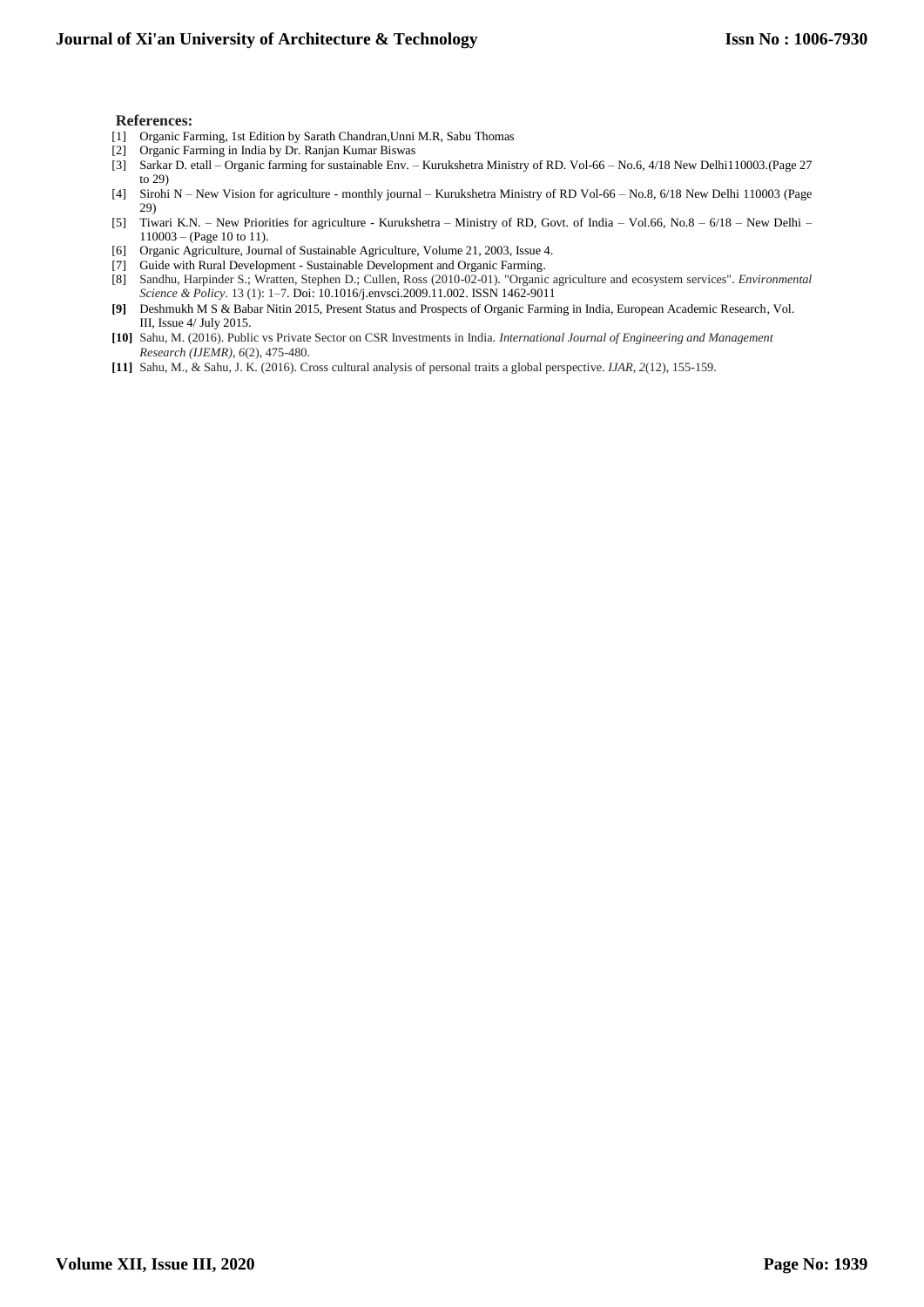**References:**

[1] Organic Farming, 1st Edition by Sarath Chandran,Unni M.R, Sabu Thomas

[2] Organic Farming in India by Dr. Ranjan Kumar Biswas

[3] Sarkar D. etall – Organic farming for sustainable Env. – Kurukshetra Ministry of RD. Vol-66 – No.6, 4/18 New Delhi110003.(Page 27 to 29)

[4] Sirohi N – New Vision for agriculture - monthly journal – Kurukshetra Ministry of RD Vol-66 – No.8, 6/18 New Delhi 110003 (Page 29)

[5] Tiwari K.N. – New Priorities for agriculture - Kurukshetra – Ministry of RD, Govt. of India – Vol.66, No.8 – 6/18 – New Delhi – 110003 – (Page 10 to 11).

[6] Organic Agriculture, Journal of Sustainable Agriculture, Volume 21, 2003, Issue 4.

[7] Guide with Rural Development - Sustainable Development and Organic Farming.

[8] Sandhu, Harpinder S.; Wratten, Stephen D.; Cullen, Ross (2010-02-01). "Organic agriculture and ecosystem services". *Environmental Science & Policy*. 13 (1): 1–7. Doi: 10.1016/j.envsci.2009.11.002. ISSN 1462-9011

**[9]** Deshmukh M S & Babar Nitin 2015, Present Status and Prospects of Organic Farming in India, European Academic Research, Vol. III, Issue 4/ July 2015.

**[10]** Sahu, M. (2016). Public vs Private Sector on CSR Investments in India. *International Journal of Engineering and Management Research (IJEMR)*, *6*(2), 475-480.

**[11]** Sahu, M., & Sahu, J. K. (2016). Cross cultural analysis of personal traits a global perspective. *IJAR*, *2*(12), 155-159.